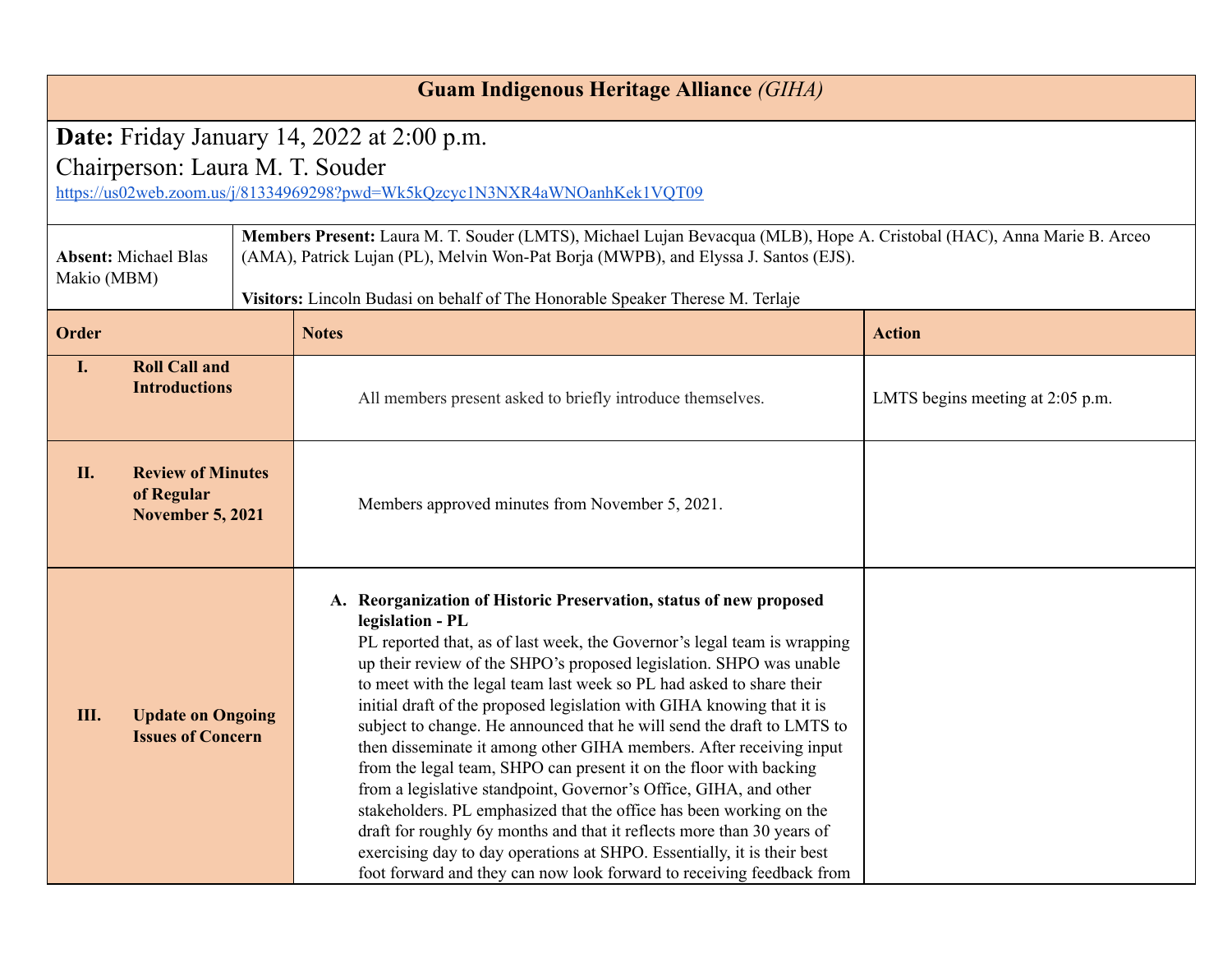# Guam Indigenous Heritage Alliance *(GIHA)*

**Date:** Friday January 14, 2022 at 2:00 p.m.

Chairperson: Laura M. T. Souder

https://us02web.zoom.us/j/81334969298?pwd=Wk5kQzcyc1N3NXR4aWNOanhKek1VQT09

| **Absent:** Michael Blas Makio (MBM) | **Members Present:** Laura M. T. Souder (LMTS), Michael Lujan Bevacqua (MLB), Hope A. Cristobal (HAC), Anna Marie B. Arceo (AMA), Patrick Lujan (PL), Melvin Won-Pat Borja (MWPB), and Elyssa J. Santos (EJS).<br><br>**Visitors:** Lincoln Budasi on behalf of The Honorable Speaker Therese M. Terlaje |
|---|---|

| Order | Notes | Action |
|---|---|---|
| **I. Roll Call and Introductions** | All members present asked to briefly introduce themselves. | LMTS begins meeting at 2:05 p.m. |
| **II. Review of Minutes of Regular November 5, 2021** | Members approved minutes from November 5, 2021. | |
| **III. Update on Ongoing Issues of Concern** | **A. Reorganization of Historic Preservation, status of new proposed legislation - PL**<br>PL reported that, as of last week, the Governor's legal team is wrapping up their review of the SHPO's proposed legislation. SHPO was unable to meet with the legal team last week so PL had asked to share their initial draft of the proposed legislation with GIHA knowing that it is subject to change. He announced that he will send the draft to LMTS to then disseminate it among other GIHA members. After receiving input from the legal team, SHPO can present it on the floor with backing from a legislative standpoint, Governor's Office, GIHA, and other stakeholders. PL emphasized that the office has been working on the draft for roughly 6y months and that it reflects more than 30 years of exercising day to day operations at SHPO. Essentially, it is their best foot forward and they can now look forward to receiving feedback from | |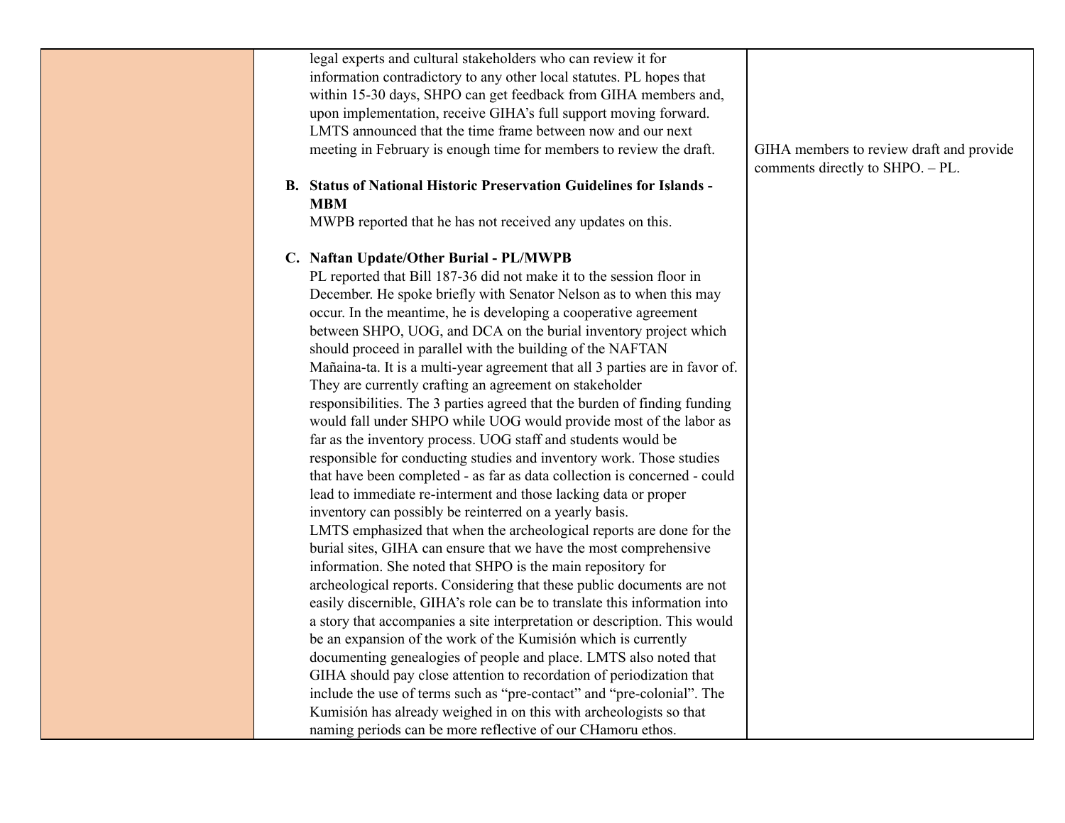| | | |
|---|---|---|
| | legal experts and cultural stakeholders who can review it for information contradictory to any other local statutes. PL hopes that within 15-30 days, SHPO can get feedback from GIHA members and, upon implementation, receive GIHA's full support moving forward. LMTS announced that the time frame between now and our next meeting in February is enough time for members to review the draft.<br><br>**B. Status of National Historic Preservation Guidelines for Islands - MBM**<br>MWPB reported that he has not received any updates on this.<br><br>**C. Naftan Update/Other Burial - PL/MWPB**<br>PL reported that Bill 187-36 did not make it to the session floor in December. He spoke briefly with Senator Nelson as to when this may occur. In the meantime, he is developing a cooperative agreement between SHPO, UOG, and DCA on the burial inventory project which should proceed in parallel with the building of the NAFTAN Mañaina-ta. It is a multi-year agreement that all 3 parties are in favor of. They are currently crafting an agreement on stakeholder responsibilities. The 3 parties agreed that the burden of finding funding would fall under SHPO while UOG would provide most of the labor as far as the inventory process. UOG staff and students would be responsible for conducting studies and inventory work. Those studies that have been completed - as far as data collection is concerned - could lead to immediate re-interment and those lacking data or proper inventory can possibly be reinterred on a yearly basis.<br>LMTS emphasized that when the archeological reports are done for the burial sites, GIHA can ensure that we have the most comprehensive information. She noted that SHPO is the main repository for archeological reports. Considering that these public documents are not easily discernible, GIHA's role can be to translate this information into a story that accompanies a site interpretation or description. This would be an expansion of the work of the Kumisión which is currently documenting genealogies of people and place. LMTS also noted that GIHA should pay close attention to recordation of periodization that include the use of terms such as "pre-contact" and "pre-colonial". The Kumisión has already weighed in on this with archeologists so that naming periods can be more reflective of our CHamoru ethos. | GIHA members to review draft and provide comments directly to SHPO. – PL. |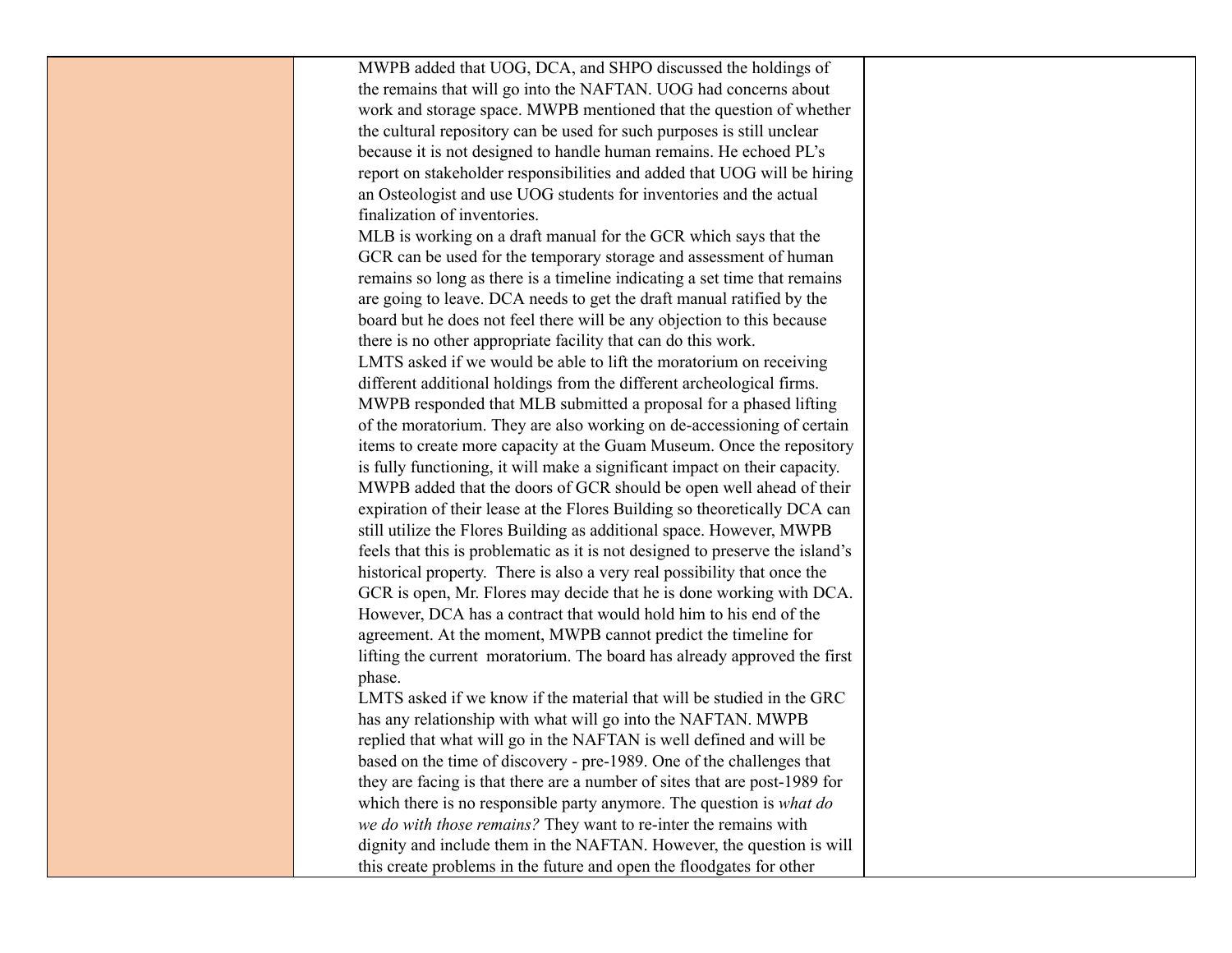| | | |
|---|---|---|
| | MWPB added that UOG, DCA, and SHPO discussed the holdings of the remains that will go into the NAFTAN. UOG had concerns about work and storage space. MWPB mentioned that the question of whether the cultural repository can be used for such purposes is still unclear because it is not designed to handle human remains. He echoed PL's report on stakeholder responsibilities and added that UOG will be hiring an Osteologist and use UOG students for inventories and the actual finalization of inventories.<br>MLB is working on a draft manual for the GCR which says that the GCR can be used for the temporary storage and assessment of human remains so long as there is a timeline indicating a set time that remains are going to leave. DCA needs to get the draft manual ratified by the board but he does not feel there will be any objection to this because there is no other appropriate facility that can do this work.<br>LMTS asked if we would be able to lift the moratorium on receiving different additional holdings from the different archeological firms. MWPB responded that MLB submitted a proposal for a phased lifting of the moratorium. They are also working on de-accessioning of certain items to create more capacity at the Guam Museum. Once the repository is fully functioning, it will make a significant impact on their capacity. MWPB added that the doors of GCR should be open well ahead of their expiration of their lease at the Flores Building so theoretically DCA can still utilize the Flores Building as additional space. However, MWPB feels that this is problematic as it is not designed to preserve the island's historical property. There is also a very real possibility that once the GCR is open, Mr. Flores may decide that he is done working with DCA. However, DCA has a contract that would hold him to his end of the agreement. At the moment, MWPB cannot predict the timeline for lifting the current moratorium. The board has already approved the first phase.<br>LMTS asked if we know if the material that will be studied in the GRC has any relationship with what will go into the NAFTAN. MWPB replied that what will go in the NAFTAN is well defined and will be based on the time of discovery - pre-1989. One of the challenges that they are facing is that there are a number of sites that are post-1989 for which there is no responsible party anymore. The question is *what do we do with those remains?* They want to re-inter the remains with dignity and include them in the NAFTAN. However, the question is will this create problems in the future and open the floodgates for other | |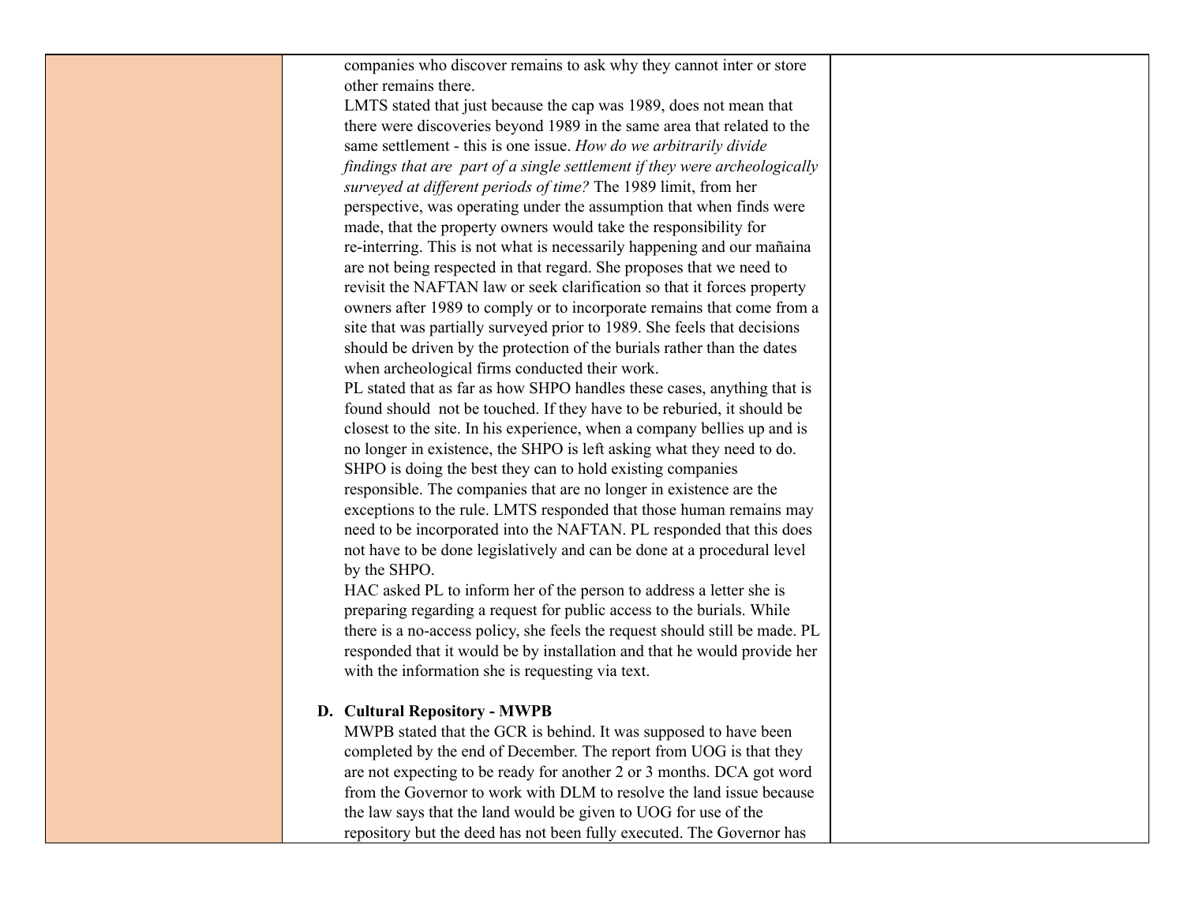companies who discover remains to ask why they cannot inter or store other remains there.

LMTS stated that just because the cap was 1989, does not mean that there were discoveries beyond 1989 in the same area that related to the same settlement - this is one issue. *How do we arbitrarily divide findings that are part of a single settlement if they were archeologically surveyed at different periods of time?* The 1989 limit, from her perspective, was operating under the assumption that when finds were made, that the property owners would take the responsibility for re-interring. This is not what is necessarily happening and our mañaina are not being respected in that regard. She proposes that we need to revisit the NAFTAN law or seek clarification so that it forces property owners after 1989 to comply or to incorporate remains that come from a site that was partially surveyed prior to 1989. She feels that decisions should be driven by the protection of the burials rather than the dates when archeological firms conducted their work.

PL stated that as far as how SHPO handles these cases, anything that is found should not be touched. If they have to be reburied, it should be closest to the site. In his experience, when a company bellies up and is no longer in existence, the SHPO is left asking what they need to do. SHPO is doing the best they can to hold existing companies responsible. The companies that are no longer in existence are the exceptions to the rule. LMTS responded that those human remains may need to be incorporated into the NAFTAN. PL responded that this does not have to be done legislatively and can be done at a procedural level by the SHPO.

HAC asked PL to inform her of the person to address a letter she is preparing regarding a request for public access to the burials. While there is a no-access policy, she feels the request should still be made. PL responded that it would be by installation and that he would provide her with the information she is requesting via text.

**D. Cultural Repository - MWPB**

MWPB stated that the GCR is behind. It was supposed to have been completed by the end of December. The report from UOG is that they are not expecting to be ready for another 2 or 3 months. DCA got word from the Governor to work with DLM to resolve the land issue because the law says that the land would be given to UOG for use of the repository but the deed has not been fully executed. The Governor has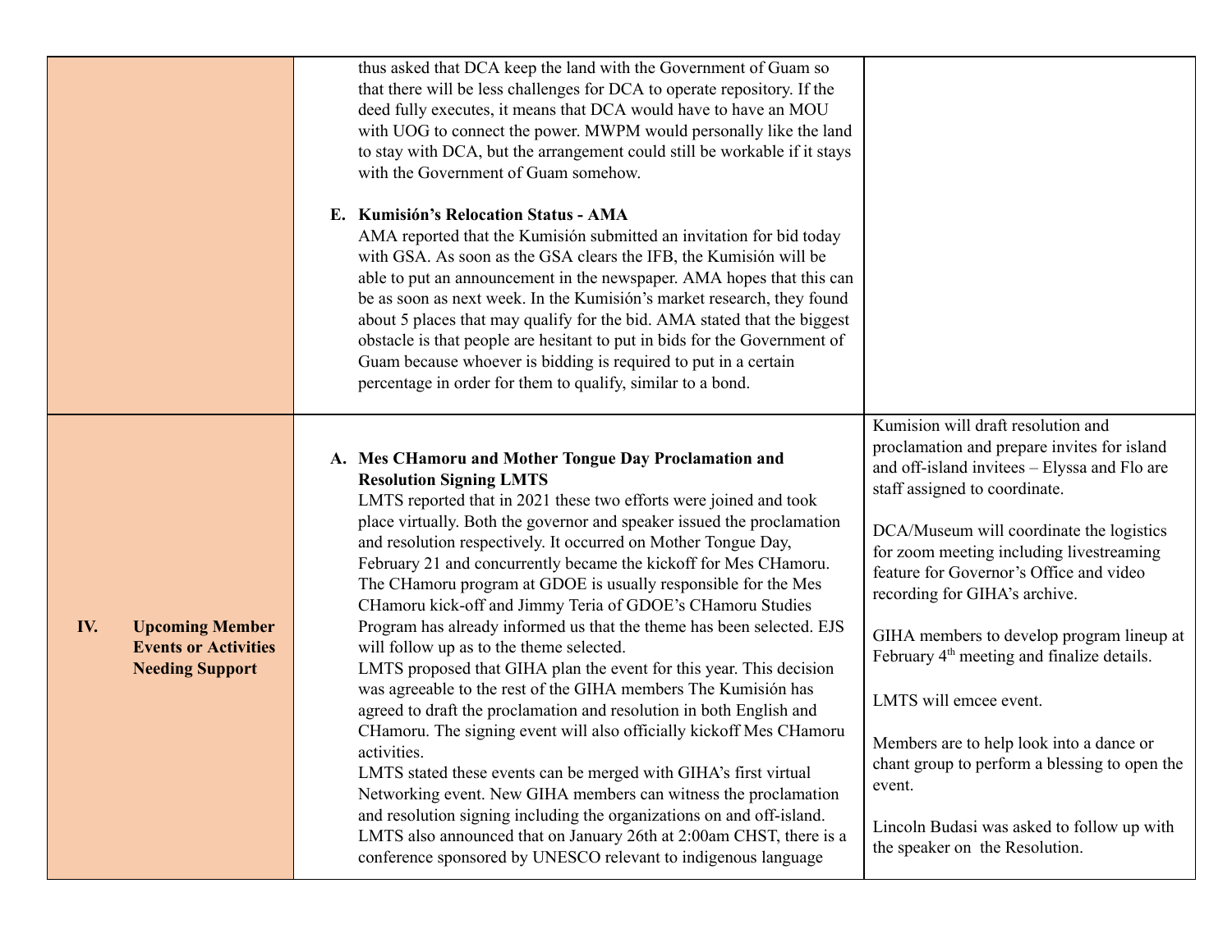| | | |
|---|---|---|
| | thus asked that DCA keep the land with the Government of Guam so that there will be less challenges for DCA to operate repository. If the deed fully executes, it means that DCA would have to have an MOU with UOG to connect the power. MWPM would personally like the land to stay with DCA, but the arrangement could still be workable if it stays with the Government of Guam somehow.<br><br>**E. Kumisión's Relocation Status - AMA**<br>AMA reported that the Kumisión submitted an invitation for bid today with GSA. As soon as the GSA clears the IFB, the Kumisión will be able to put an announcement in the newspaper. AMA hopes that this can be as soon as next week. In the Kumisión's market research, they found about 5 places that may qualify for the bid. AMA stated that the biggest obstacle is that people are hesitant to put in bids for the Government of Guam because whoever is bidding is required to put in a certain percentage in order for them to qualify, similar to a bond. | |
| **IV. Upcoming Member Events or Activities Needing Support** | **A. Mes CHamoru and Mother Tongue Day Proclamation and Resolution Signing LMTS**<br>LMTS reported that in 2021 these two efforts were joined and took place virtually. Both the governor and speaker issued the proclamation and resolution respectively. It occurred on Mother Tongue Day, February 21 and concurrently became the kickoff for Mes CHamoru. The CHamoru program at GDOE is usually responsible for the Mes CHamoru kick-off and Jimmy Teria of GDOE's CHamoru Studies Program has already informed us that the theme has been selected. EJS will follow up as to the theme selected.<br>LMTS proposed that GIHA plan the event for this year. This decision was agreeable to the rest of the GIHA members The Kumisión has agreed to draft the proclamation and resolution in both English and CHamoru. The signing event will also officially kickoff Mes CHamoru activities.<br>LMTS stated these events can be merged with GIHA's first virtual Networking event. New GIHA members can witness the proclamation and resolution signing including the organizations on and off-island.<br>LMTS also announced that on January 26th at 2:00am CHST, there is a conference sponsored by UNESCO relevant to indigenous language | Kumision will draft resolution and proclamation and prepare invites for island and off-island invitees – Elyssa and Flo are staff assigned to coordinate.<br><br>DCA/Museum will coordinate the logistics for zoom meeting including livestreaming feature for Governor's Office and video recording for GIHA's archive.<br><br>GIHA members to develop program lineup at February 4th meeting and finalize details.<br><br>LMTS will emcee event.<br><br>Members are to help look into a dance or chant group to perform a blessing to open the event.<br><br>Lincoln Budasi was asked to follow up with the speaker on the Resolution. |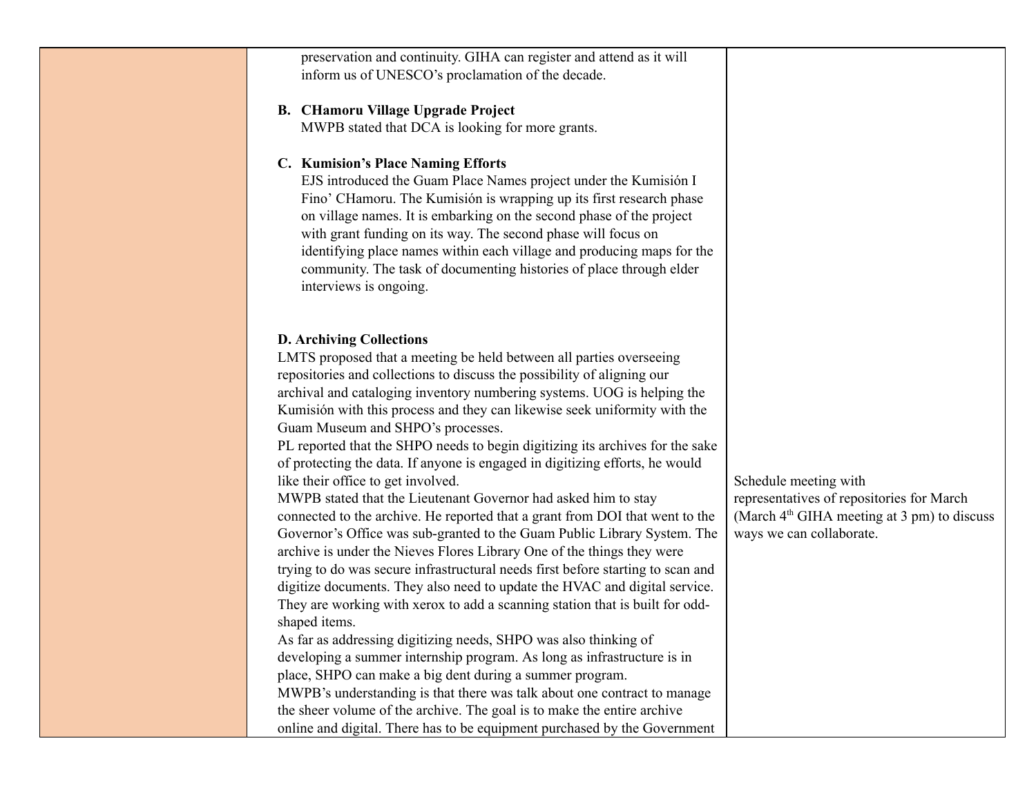| | | |
|---|---|---|
| | preservation and continuity. GIHA can register and attend as it will inform us of UNESCO's proclamation of the decade.<br><br>**B. CHamoru Village Upgrade Project**<br>MWPB stated that DCA is looking for more grants.<br><br>**C. Kumision's Place Naming Efforts**<br>EJS introduced the Guam Place Names project under the Kumisión I Fino' CHamoru. The Kumisión is wrapping up its first research phase on village names. It is embarking on the second phase of the project with grant funding on its way. The second phase will focus on identifying place names within each village and producing maps for the community. The task of documenting histories of place through elder interviews is ongoing.<br><br>**D. Archiving Collections**<br>LMTS proposed that a meeting be held between all parties overseeing repositories and collections to discuss the possibility of aligning our archival and cataloging inventory numbering systems. UOG is helping the Kumisión with this process and they can likewise seek uniformity with the Guam Museum and SHPO's processes.<br>PL reported that the SHPO needs to begin digitizing its archives for the sake of protecting the data. If anyone is engaged in digitizing efforts, he would like their office to get involved.<br>MWPB stated that the Lieutenant Governor had asked him to stay connected to the archive. He reported that a grant from DOI that went to the Governor's Office was sub-granted to the Guam Public Library System. The archive is under the Nieves Flores Library One of the things they were trying to do was secure infrastructural needs first before starting to scan and digitize documents. They also need to update the HVAC and digital service. They are working with xerox to add a scanning station that is built for odd-shaped items.<br>As far as addressing digitizing needs, SHPO was also thinking of developing a summer internship program. As long as infrastructure is in place, SHPO can make a big dent during a summer program.<br>MWPB's understanding is that there was talk about one contract to manage the sheer volume of the archive. The goal is to make the entire archive online and digital. There has to be equipment purchased by the Government | Schedule meeting with representatives of repositories for March (March 4th GIHA meeting at 3 pm) to discuss ways we can collaborate. |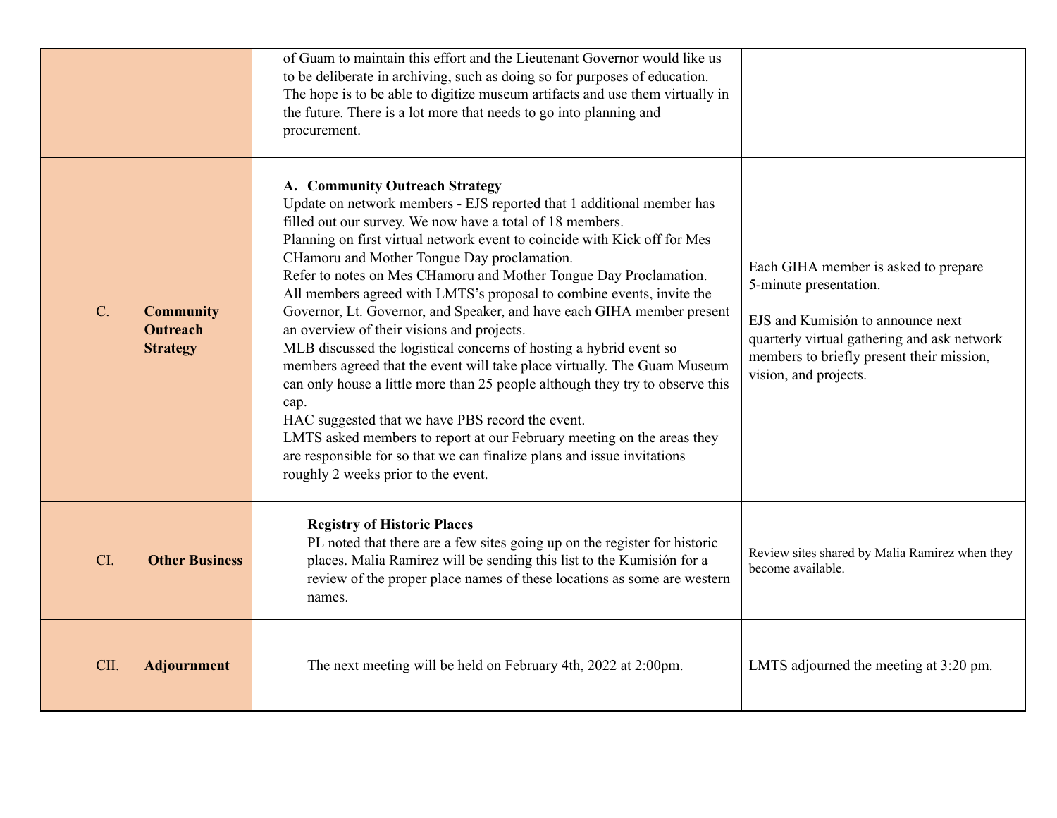| | | |
|---|---|---|
| | of Guam to maintain this effort and the Lieutenant Governor would like us to be deliberate in archiving, such as doing so for purposes of education. The hope is to be able to digitize museum artifacts and use them virtually in the future. There is a lot more that needs to go into planning and procurement. | |
| C. **Community Outreach Strategy** | **A. Community Outreach Strategy**<br>Update on network members - EJS reported that 1 additional member has filled out our survey. We now have a total of 18 members.<br>Planning on first virtual network event to coincide with Kick off for Mes CHamoru and Mother Tongue Day proclamation.<br>Refer to notes on Mes CHamoru and Mother Tongue Day Proclamation.<br>All members agreed with LMTS's proposal to combine events, invite the Governor, Lt. Governor, and Speaker, and have each GIHA member present an overview of their visions and projects.<br>MLB discussed the logistical concerns of hosting a hybrid event so members agreed that the event will take place virtually. The Guam Museum can only house a little more than 25 people although they try to observe this cap.<br>HAC suggested that we have PBS record the event.<br>LMTS asked members to report at our February meeting on the areas they are responsible for so that we can finalize plans and issue invitations roughly 2 weeks prior to the event. | Each GIHA member is asked to prepare 5-minute presentation.<br><br>EJS and Kumisión to announce next quarterly virtual gathering and ask network members to briefly present their mission, vision, and projects. |
| CI. **Other Business** | **Registry of Historic Places**<br>PL noted that there are a few sites going up on the register for historic places. Malia Ramirez will be sending this list to the Kumisión for a review of the proper place names of these locations as some are western names. | Review sites shared by Malia Ramirez when they become available. |
| CII. **Adjournment** | The next meeting will be held on February 4th, 2022 at 2:00pm. | LMTS adjourned the meeting at 3:20 pm. |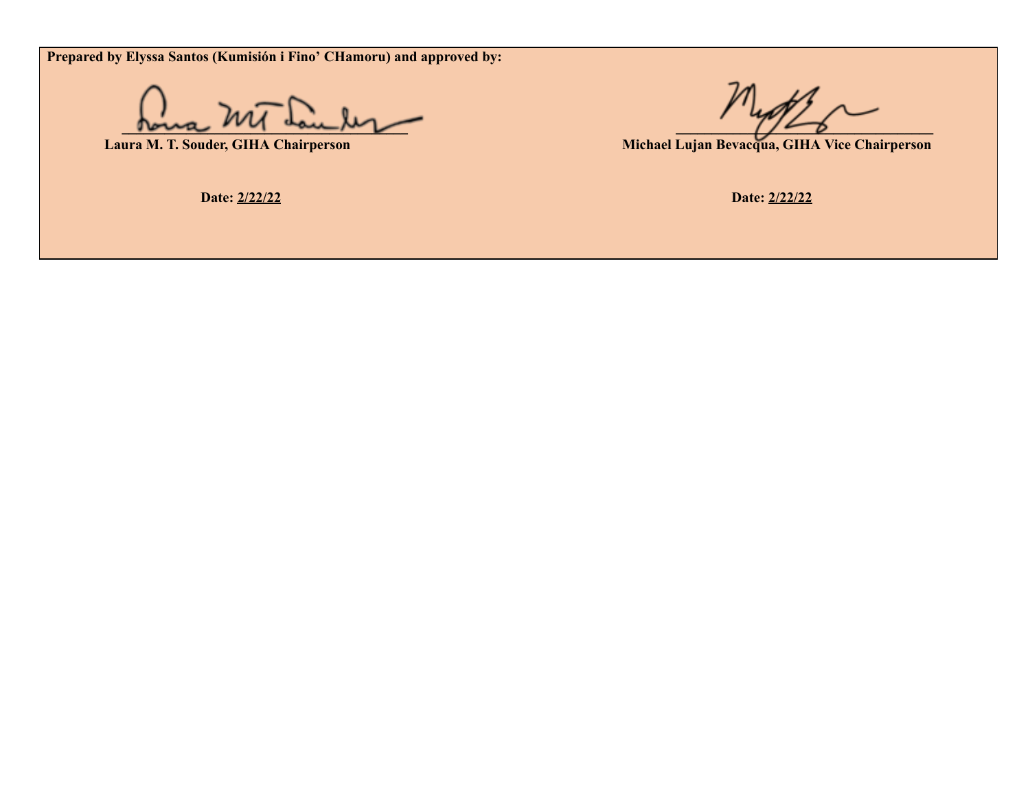**Prepared by Elyssa Santos (Kumisión i Fino' CHamoru) and approved by:**

| | |
|---|---|
| ______________________________ | ______________________________ |
| **Laura M. T. Souder, GIHA Chairperson** | **Michael Lujan Bevacqua, GIHA Vice Chairperson** |
| **Date: 2/22/22** | **Date: 2/22/22** |